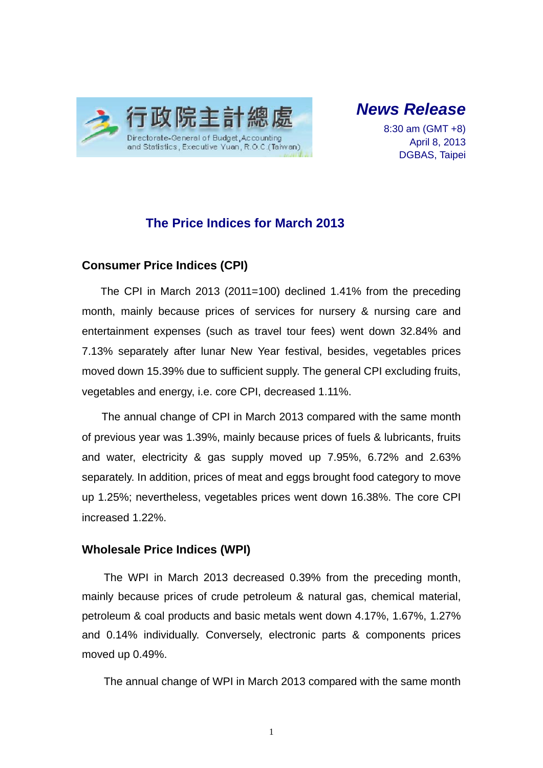行政院主計總處
Directorate-General of Budget, Accounting and Statistics, Executive Yuan, R.O.C.(Taiwan)

***News Release***

8:30 am (GMT +8)
April 8, 2013
DGBAS, Taipei

# The Price Indices for March 2013

## Consumer Price Indices (CPI)

The CPI in March 2013 (2011=100) declined 1.41% from the preceding month, mainly because prices of services for nursery & nursing care and entertainment expenses (such as travel tour fees) went down 32.84% and 7.13% separately after lunar New Year festival, besides, vegetables prices moved down 15.39% due to sufficient supply. The general CPI excluding fruits, vegetables and energy, i.e. core CPI, decreased 1.11%.

The annual change of CPI in March 2013 compared with the same month of previous year was 1.39%, mainly because prices of fuels & lubricants, fruits and water, electricity & gas supply moved up 7.95%, 6.72% and 2.63% separately. In addition, prices of meat and eggs brought food category to move up 1.25%; nevertheless, vegetables prices went down 16.38%. The core CPI increased 1.22%.

## Wholesale Price Indices (WPI)

The WPI in March 2013 decreased 0.39% from the preceding month, mainly because prices of crude petroleum & natural gas, chemical material, petroleum & coal products and basic metals went down 4.17%, 1.67%, 1.27% and 0.14% individually. Conversely, electronic parts & components prices moved up 0.49%.

The annual change of WPI in March 2013 compared with the same month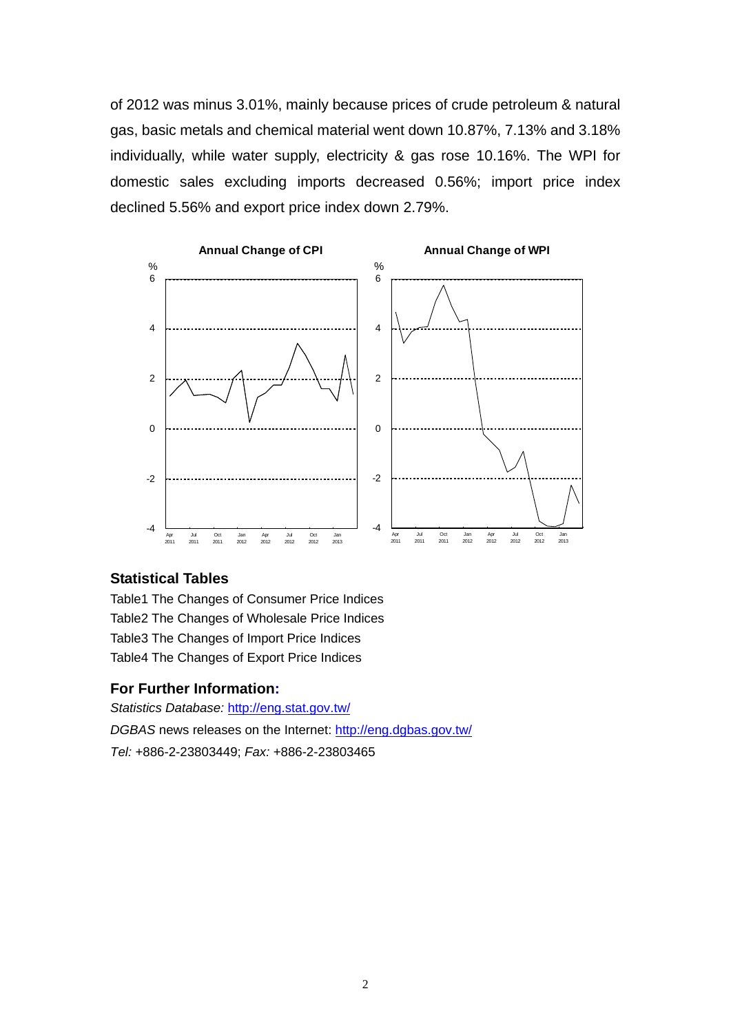of 2012 was minus 3.01%, mainly because prices of crude petroleum & natural gas, basic metals and chemical material went down 10.87%, 7.13% and 3.18% individually, while water supply, electricity & gas rose 10.16%. The WPI for domestic sales excluding imports decreased 0.56%; import price index declined 5.56% and export price index down 2.79%.

**Annual Change of CPI**

**Annual Change of WPI**

## Statistical Tables

Table1 The Changes of Consumer Price Indices
Table2 The Changes of Wholesale Price Indices
Table3 The Changes of Import Price Indices
Table4 The Changes of Export Price Indices

## For Further Information:

*Statistics Database:* http://eng.stat.gov.tw/
*DGBAS* news releases on the Internet: http://eng.dgbas.gov.tw/
*Tel:* +886-2-23803449; *Fax:* +886-2-23803465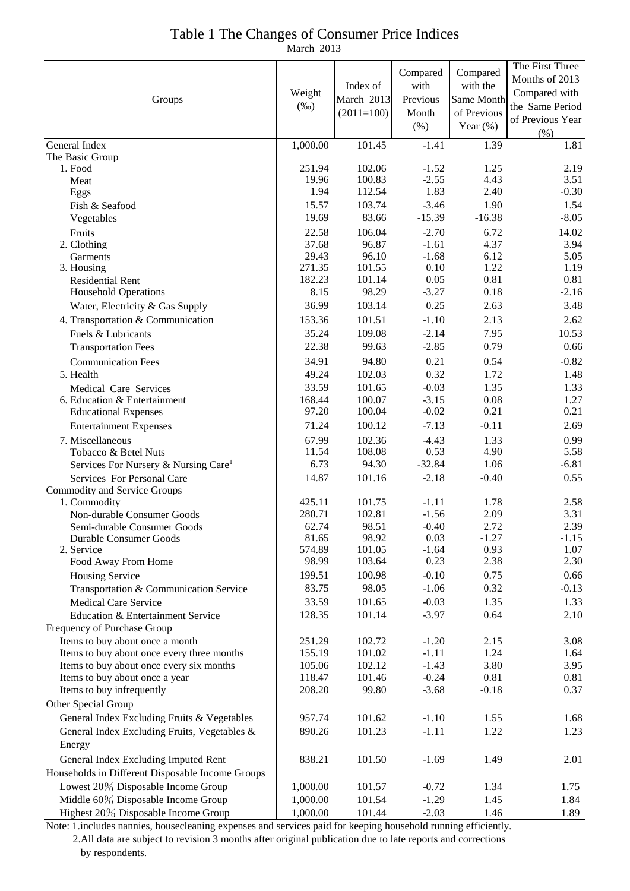# Table 1 The Changes of Consumer Price Indices

March 2013

| Groups | Weight (‰) | Index of March 2013 (2011=100) | Compared with Previous Month (%) | Compared with the Same Month of Previous Year (%) | The First Three Months of 2013 Compared with the Same Period of Previous Year (%) |
|---|---|---|---|---|---|
| General Index | 1,000.00 | 101.45 | -1.41 | 1.39 | 1.81 |
| The Basic Group | | | | | |
| 1. Food | 251.94 | 102.06 | -1.52 | 1.25 | 2.19 |
| Meat | 19.96 | 100.83 | -2.55 | 4.43 | 3.51 |
| Eggs | 1.94 | 112.54 | 1.83 | 2.40 | -0.30 |
| Fish & Seafood | 15.57 | 103.74 | -3.46 | 1.90 | 1.54 |
| Vegetables | 19.69 | 83.66 | -15.39 | -16.38 | -8.05 |
| Fruits | 22.58 | 106.04 | -2.70 | 6.72 | 14.02 |
| 2. Clothing | 37.68 | 96.87 | -1.61 | 4.37 | 3.94 |
| Garments | 29.43 | 96.10 | -1.68 | 6.12 | 5.05 |
| 3. Housing | 271.35 | 101.55 | 0.10 | 1.22 | 1.19 |
| Residential Rent | 182.23 | 101.14 | 0.05 | 0.81 | 0.81 |
| Household Operations | 8.15 | 98.29 | -3.27 | 0.18 | -2.16 |
| Water, Electricity & Gas Supply | 36.99 | 103.14 | 0.25 | 2.63 | 3.48 |
| 4. Transportation & Communication | 153.36 | 101.51 | -1.10 | 2.13 | 2.62 |
| Fuels & Lubricants | 35.24 | 109.08 | -2.14 | 7.95 | 10.53 |
| Transportation Fees | 22.38 | 99.63 | -2.85 | 0.79 | 0.66 |
| Communication Fees | 34.91 | 94.80 | 0.21 | 0.54 | -0.82 |
| 5. Health | 49.24 | 102.03 | 0.32 | 1.72 | 1.48 |
| Medical Care Services | 33.59 | 101.65 | -0.03 | 1.35 | 1.33 |
| 6. Education & Entertainment | 168.44 | 100.07 | -3.15 | 0.08 | 1.27 |
| Educational Expenses | 97.20 | 100.04 | -0.02 | 0.21 | 0.21 |
| Entertainment Expenses | 71.24 | 100.12 | -7.13 | -0.11 | 2.69 |
| 7. Miscellaneous | 67.99 | 102.36 | -4.43 | 1.33 | 0.99 |
| Tobacco & Betel Nuts | 11.54 | 108.08 | 0.53 | 4.90 | 5.58 |
| Services For Nursery & Nursing Care[1] | 6.73 | 94.30 | -32.84 | 1.06 | -6.81 |
| Services For Personal Care | 14.87 | 101.16 | -2.18 | -0.40 | 0.55 |
| Commodity and Service Groups | | | | | |
| 1. Commodity | 425.11 | 101.75 | -1.11 | 1.78 | 2.58 |
| Non-durable Consumer Goods | 280.71 | 102.81 | -1.56 | 2.09 | 3.31 |
| Semi-durable Consumer Goods | 62.74 | 98.51 | -0.40 | 2.72 | 2.39 |
| Durable Consumer Goods | 81.65 | 98.92 | 0.03 | -1.27 | -1.15 |
| 2. Service | 574.89 | 101.05 | -1.64 | 0.93 | 1.07 |
| Food Away From Home | 98.99 | 103.64 | 0.23 | 2.38 | 2.30 |
| Housing Service | 199.51 | 100.98 | -0.10 | 0.75 | 0.66 |
| Transportation & Communication Service | 83.75 | 98.05 | -1.06 | 0.32 | -0.13 |
| Medical Care Service | 33.59 | 101.65 | -0.03 | 1.35 | 1.33 |
| Education & Entertainment Service | 128.35 | 101.14 | -3.97 | 0.64 | 2.10 |
| Frequency of Purchase Group | | | | | |
| Items to buy about once a month | 251.29 | 102.72 | -1.20 | 2.15 | 3.08 |
| Items to buy about once every three months | 155.19 | 101.02 | -1.11 | 1.24 | 1.64 |
| Items to buy about once every six months | 105.06 | 102.12 | -1.43 | 3.80 | 3.95 |
| Items to buy about once a year | 118.47 | 101.46 | -0.24 | 0.81 | 0.81 |
| Items to buy infrequently | 208.20 | 99.80 | -3.68 | -0.18 | 0.37 |
| Other Special Group | | | | | |
| General Index Excluding Fruits & Vegetables | 957.74 | 101.62 | -1.10 | 1.55 | 1.68 |
| General Index Excluding Fruits, Vegetables & Energy | 890.26 | 101.23 | -1.11 | 1.22 | 1.23 |
| General Index Excluding Imputed Rent | 838.21 | 101.50 | -1.69 | 1.49 | 2.01 |
| Households in Different Disposable Income Groups | | | | | |
| Lowest 20% Disposable Income Group | 1,000.00 | 101.57 | -0.72 | 1.34 | 1.75 |
| Middle 60% Disposable Income Group | 1,000.00 | 101.54 | -1.29 | 1.45 | 1.84 |
| Highest 20% Disposable Income Group | 1,000.00 | 101.44 | -2.03 | 1.46 | 1.89 |

Note: 1.includes nannies, housecleaning expenses and services paid for keeping household running efficiently.

2.All data are subject to revision 3 months after original publication due to late reports and corrections by respondents.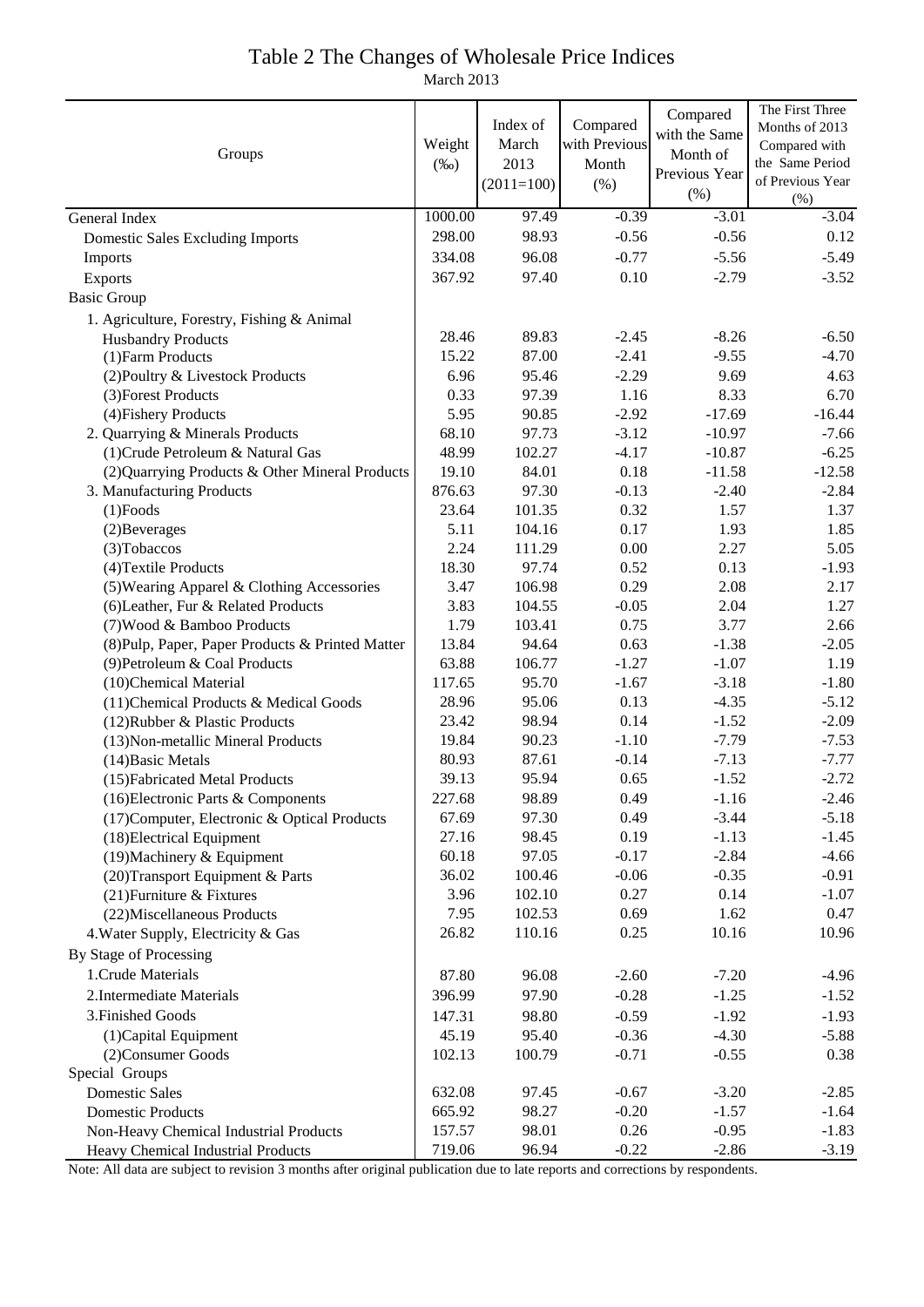# Table 2 The Changes of Wholesale Price Indices

March 2013

| Groups | Weight (‰) | Index of March 2013 (2011=100) | Compared with Previous Month (%) | Compared with the Same Month of Previous Year (%) | The First Three Months of 2013 Compared with the Same Period of Previous Year (%) |
|---|---|---|---|---|---|
| General Index | 1000.00 | 97.49 | -0.39 | -3.01 | -3.04 |
| Domestic Sales Excluding Imports | 298.00 | 98.93 | -0.56 | -0.56 | 0.12 |
| Imports | 334.08 | 96.08 | -0.77 | -5.56 | -5.49 |
| Exports | 367.92 | 97.40 | 0.10 | -2.79 | -3.52 |
| Basic Group | | | | | |
| 1. Agriculture, Forestry, Fishing & Animal Husbandry Products | 28.46 | 89.83 | -2.45 | -8.26 | -6.50 |
| (1)Farm Products | 15.22 | 87.00 | -2.41 | -9.55 | -4.70 |
| (2)Poultry & Livestock Products | 6.96 | 95.46 | -2.29 | 9.69 | 4.63 |
| (3)Forest Products | 0.33 | 97.39 | 1.16 | 8.33 | 6.70 |
| (4)Fishery Products | 5.95 | 90.85 | -2.92 | -17.69 | -16.44 |
| 2. Quarrying & Minerals Products | 68.10 | 97.73 | -3.12 | -10.97 | -7.66 |
| (1)Crude Petroleum & Natural Gas | 48.99 | 102.27 | -4.17 | -10.87 | -6.25 |
| (2)Quarrying Products & Other Mineral Products | 19.10 | 84.01 | 0.18 | -11.58 | -12.58 |
| 3. Manufacturing Products | 876.63 | 97.30 | -0.13 | -2.40 | -2.84 |
| (1)Foods | 23.64 | 101.35 | 0.32 | 1.57 | 1.37 |
| (2)Beverages | 5.11 | 104.16 | 0.17 | 1.93 | 1.85 |
| (3)Tobaccos | 2.24 | 111.29 | 0.00 | 2.27 | 5.05 |
| (4)Textile Products | 18.30 | 97.74 | 0.52 | 0.13 | -1.93 |
| (5)Wearing Apparel & Clothing Accessories | 3.47 | 106.98 | 0.29 | 2.08 | 2.17 |
| (6)Leather, Fur & Related Products | 3.83 | 104.55 | -0.05 | 2.04 | 1.27 |
| (7)Wood & Bamboo Products | 1.79 | 103.41 | 0.75 | 3.77 | 2.66 |
| (8)Pulp, Paper, Paper Products & Printed Matter | 13.84 | 94.64 | 0.63 | -1.38 | -2.05 |
| (9)Petroleum & Coal Products | 63.88 | 106.77 | -1.27 | -1.07 | 1.19 |
| (10)Chemical Material | 117.65 | 95.70 | -1.67 | -3.18 | -1.80 |
| (11)Chemical Products & Medical Goods | 28.96 | 95.06 | 0.13 | -4.35 | -5.12 |
| (12)Rubber & Plastic Products | 23.42 | 98.94 | 0.14 | -1.52 | -2.09 |
| (13)Non-metallic Mineral Products | 19.84 | 90.23 | -1.10 | -7.79 | -7.53 |
| (14)Basic Metals | 80.93 | 87.61 | -0.14 | -7.13 | -7.77 |
| (15)Fabricated Metal Products | 39.13 | 95.94 | 0.65 | -1.52 | -2.72 |
| (16)Electronic Parts & Components | 227.68 | 98.89 | 0.49 | -1.16 | -2.46 |
| (17)Computer, Electronic & Optical Products | 67.69 | 97.30 | 0.49 | -3.44 | -5.18 |
| (18)Electrical Equipment | 27.16 | 98.45 | 0.19 | -1.13 | -1.45 |
| (19)Machinery & Equipment | 60.18 | 97.05 | -0.17 | -2.84 | -4.66 |
| (20)Transport Equipment & Parts | 36.02 | 100.46 | -0.06 | -0.35 | -0.91 |
| (21)Furniture & Fixtures | 3.96 | 102.10 | 0.27 | 0.14 | -1.07 |
| (22)Miscellaneous Products | 7.95 | 102.53 | 0.69 | 1.62 | 0.47 |
| 4.Water Supply, Electricity & Gas | 26.82 | 110.16 | 0.25 | 10.16 | 10.96 |
| By Stage of Processing | | | | | |
| 1.Crude Materials | 87.80 | 96.08 | -2.60 | -7.20 | -4.96 |
| 2.Intermediate Materials | 396.99 | 97.90 | -0.28 | -1.25 | -1.52 |
| 3.Finished Goods | 147.31 | 98.80 | -0.59 | -1.92 | -1.93 |
| (1)Capital Equipment | 45.19 | 95.40 | -0.36 | -4.30 | -5.88 |
| (2)Consumer Goods | 102.13 | 100.79 | -0.71 | -0.55 | 0.38 |
| Special Groups | | | | | |
| Domestic Sales | 632.08 | 97.45 | -0.67 | -3.20 | -2.85 |
| Domestic Products | 665.92 | 98.27 | -0.20 | -1.57 | -1.64 |
| Non-Heavy Chemical Industrial Products | 157.57 | 98.01 | 0.26 | -0.95 | -1.83 |
| Heavy Chemical Industrial Products | 719.06 | 96.94 | -0.22 | -2.86 | -3.19 |

Note: All data are subject to revision 3 months after original publication due to late reports and corrections by respondents.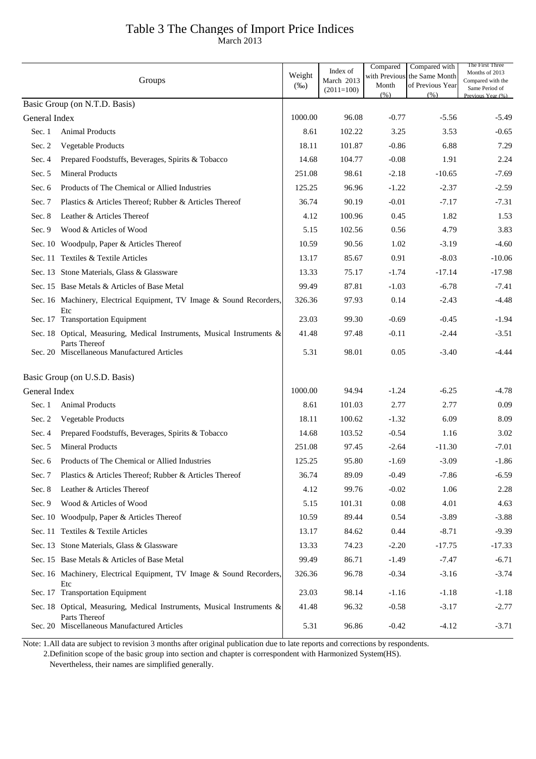# Table 3 The Changes of Import Price Indices

March 2013

| Groups | | Weight (‰) | Index of March 2013 (2011=100) | Compared with Previous Month (%) | Compared with the Same Month of Previous Year (%) | The First Three Months of 2013 Compared with the Same Period of Previous Year (%) |
|---|---|---|---|---|---|---|
| Basic Group (on N.T.D. Basis) | | | | | | |
| General Index | | 1000.00 | 96.08 | -0.77 | -5.56 | -5.49 |
| Sec. 1 | Animal Products | 8.61 | 102.22 | 3.25 | 3.53 | -0.65 |
| Sec. 2 | Vegetable Products | 18.11 | 101.87 | -0.86 | 6.88 | 7.29 |
| Sec. 4 | Prepared Foodstuffs, Beverages, Spirits & Tobacco | 14.68 | 104.77 | -0.08 | 1.91 | 2.24 |
| Sec. 5 | Mineral Products | 251.08 | 98.61 | -2.18 | -10.65 | -7.69 |
| Sec. 6 | Products of The Chemical or Allied Industries | 125.25 | 96.96 | -1.22 | -2.37 | -2.59 |
| Sec. 7 | Plastics & Articles Thereof; Rubber & Articles Thereof | 36.74 | 90.19 | -0.01 | -7.17 | -7.31 |
| Sec. 8 | Leather & Articles Thereof | 4.12 | 100.96 | 0.45 | 1.82 | 1.53 |
| Sec. 9 | Wood & Articles of Wood | 5.15 | 102.56 | 0.56 | 4.79 | 3.83 |
| Sec. 10 | Woodpulp, Paper & Articles Thereof | 10.59 | 90.56 | 1.02 | -3.19 | -4.60 |
| Sec. 11 | Textiles & Textile Articles | 13.17 | 85.67 | 0.91 | -8.03 | -10.06 |
| Sec. 13 | Stone Materials, Glass & Glassware | 13.33 | 75.17 | -1.74 | -17.14 | -17.98 |
| Sec. 15 | Base Metals & Articles of Base Metal | 99.49 | 87.81 | -1.03 | -6.78 | -7.41 |
| Sec. 16 | Machinery, Electrical Equipment, TV Image & Sound Recorders, Etc | 326.36 | 97.93 | 0.14 | -2.43 | -4.48 |
| Sec. 17 | Transportation Equipment | 23.03 | 99.30 | -0.69 | -0.45 | -1.94 |
| Sec. 18 | Optical, Measuring, Medical Instruments, Musical Instruments & Parts Thereof | 41.48 | 97.48 | -0.11 | -2.44 | -3.51 |
| Sec. 20 | Miscellaneous Manufactured Articles | 5.31 | 98.01 | 0.05 | -3.40 | -4.44 |
| Basic Group (on U.S.D. Basis) | | | | | | |
| General Index | | 1000.00 | 94.94 | -1.24 | -6.25 | -4.78 |
| Sec. 1 | Animal Products | 8.61 | 101.03 | 2.77 | 2.77 | 0.09 |
| Sec. 2 | Vegetable Products | 18.11 | 100.62 | -1.32 | 6.09 | 8.09 |
| Sec. 4 | Prepared Foodstuffs, Beverages, Spirits & Tobacco | 14.68 | 103.52 | -0.54 | 1.16 | 3.02 |
| Sec. 5 | Mineral Products | 251.08 | 97.45 | -2.64 | -11.30 | -7.01 |
| Sec. 6 | Products of The Chemical or Allied Industries | 125.25 | 95.80 | -1.69 | -3.09 | -1.86 |
| Sec. 7 | Plastics & Articles Thereof; Rubber & Articles Thereof | 36.74 | 89.09 | -0.49 | -7.86 | -6.59 |
| Sec. 8 | Leather & Articles Thereof | 4.12 | 99.76 | -0.02 | 1.06 | 2.28 |
| Sec. 9 | Wood & Articles of Wood | 5.15 | 101.31 | 0.08 | 4.01 | 4.63 |
| Sec. 10 | Woodpulp, Paper & Articles Thereof | 10.59 | 89.44 | 0.54 | -3.89 | -3.88 |
| Sec. 11 | Textiles & Textile Articles | 13.17 | 84.62 | 0.44 | -8.71 | -9.39 |
| Sec. 13 | Stone Materials, Glass & Glassware | 13.33 | 74.23 | -2.20 | -17.75 | -17.33 |
| Sec. 15 | Base Metals & Articles of Base Metal | 99.49 | 86.71 | -1.49 | -7.47 | -6.71 |
| Sec. 16 | Machinery, Electrical Equipment, TV Image & Sound Recorders, Etc | 326.36 | 96.78 | -0.34 | -3.16 | -3.74 |
| Sec. 17 | Transportation Equipment | 23.03 | 98.14 | -1.16 | -1.18 | -1.18 |
| Sec. 18 | Optical, Measuring, Medical Instruments, Musical Instruments & Parts Thereof | 41.48 | 96.32 | -0.58 | -3.17 | -2.77 |
| Sec. 20 | Miscellaneous Manufactured Articles | 5.31 | 96.86 | -0.42 | -4.12 | -3.71 |

Note: 1.All data are subject to revision 3 months after original publication due to late reports and corrections by respondents.

2.Definition scope of the basic group into section and chapter is correspondent with Harmonized System(HS). Nevertheless, their names are simplified generally.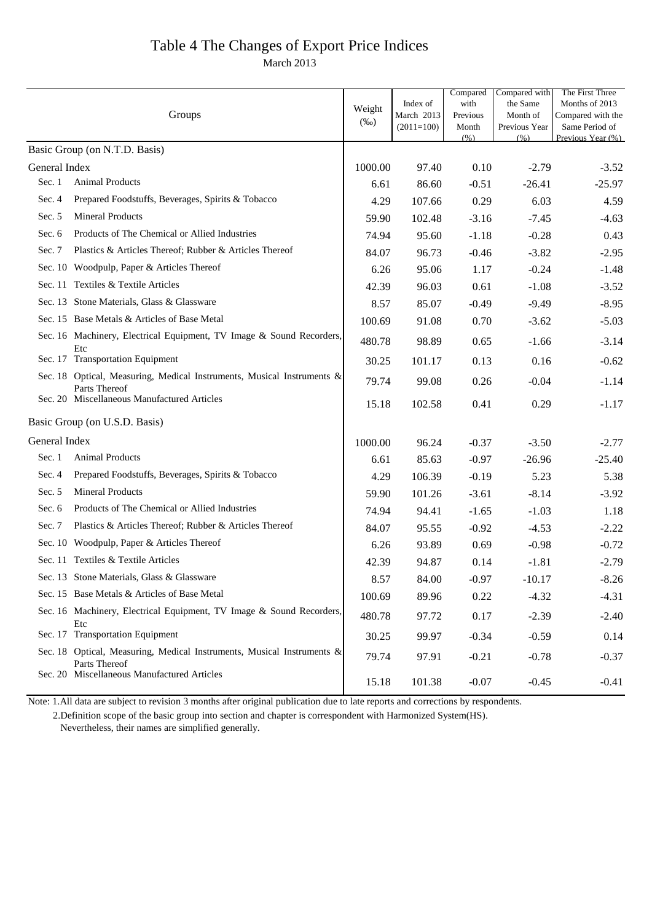# Table 4 The Changes of Export Price Indices

March 2013

| Groups | | Weight (‰) | Index of March 2013 (2011=100) | Compared with Previous Month (%) | Compared with the Same Month of Previous Year (%) | The First Three Months of 2013 Compared with the Same Period of Previous Year (%) |
|---|---|---|---|---|---|---|
| Basic Group (on N.T.D. Basis) | | | | | | |
| General Index | | 1000.00 | 97.40 | 0.10 | -2.79 | -3.52 |
| Sec. 1 | Animal Products | 6.61 | 86.60 | -0.51 | -26.41 | -25.97 |
| Sec. 4 | Prepared Foodstuffs, Beverages, Spirits & Tobacco | 4.29 | 107.66 | 0.29 | 6.03 | 4.59 |
| Sec. 5 | Mineral Products | 59.90 | 102.48 | -3.16 | -7.45 | -4.63 |
| Sec. 6 | Products of The Chemical or Allied Industries | 74.94 | 95.60 | -1.18 | -0.28 | 0.43 |
| Sec. 7 | Plastics & Articles Thereof; Rubber & Articles Thereof | 84.07 | 96.73 | -0.46 | -3.82 | -2.95 |
| Sec. 10 | Woodpulp, Paper & Articles Thereof | 6.26 | 95.06 | 1.17 | -0.24 | -1.48 |
| Sec. 11 | Textiles & Textile Articles | 42.39 | 96.03 | 0.61 | -1.08 | -3.52 |
| Sec. 13 | Stone Materials, Glass & Glassware | 8.57 | 85.07 | -0.49 | -9.49 | -8.95 |
| Sec. 15 | Base Metals & Articles of Base Metal | 100.69 | 91.08 | 0.70 | -3.62 | -5.03 |
| Sec. 16 | Machinery, Electrical Equipment, TV Image & Sound Recorders, Etc | 480.78 | 98.89 | 0.65 | -1.66 | -3.14 |
| Sec. 17 | Transportation Equipment | 30.25 | 101.17 | 0.13 | 0.16 | -0.62 |
| Sec. 18 | Optical, Measuring, Medical Instruments, Musical Instruments & Parts Thereof | 79.74 | 99.08 | 0.26 | -0.04 | -1.14 |
| Sec. 20 | Miscellaneous Manufactured Articles | 15.18 | 102.58 | 0.41 | 0.29 | -1.17 |
| Basic Group (on U.S.D. Basis) | | | | | | |
| General Index | | 1000.00 | 96.24 | -0.37 | -3.50 | -2.77 |
| Sec. 1 | Animal Products | 6.61 | 85.63 | -0.97 | -26.96 | -25.40 |
| Sec. 4 | Prepared Foodstuffs, Beverages, Spirits & Tobacco | 4.29 | 106.39 | -0.19 | 5.23 | 5.38 |
| Sec. 5 | Mineral Products | 59.90 | 101.26 | -3.61 | -8.14 | -3.92 |
| Sec. 6 | Products of The Chemical or Allied Industries | 74.94 | 94.41 | -1.65 | -1.03 | 1.18 |
| Sec. 7 | Plastics & Articles Thereof; Rubber & Articles Thereof | 84.07 | 95.55 | -0.92 | -4.53 | -2.22 |
| Sec. 10 | Woodpulp, Paper & Articles Thereof | 6.26 | 93.89 | 0.69 | -0.98 | -0.72 |
| Sec. 11 | Textiles & Textile Articles | 42.39 | 94.87 | 0.14 | -1.81 | -2.79 |
| Sec. 13 | Stone Materials, Glass & Glassware | 8.57 | 84.00 | -0.97 | -10.17 | -8.26 |
| Sec. 15 | Base Metals & Articles of Base Metal | 100.69 | 89.96 | 0.22 | -4.32 | -4.31 |
| Sec. 16 | Machinery, Electrical Equipment, TV Image & Sound Recorders, Etc | 480.78 | 97.72 | 0.17 | -2.39 | -2.40 |
| Sec. 17 | Transportation Equipment | 30.25 | 99.97 | -0.34 | -0.59 | 0.14 |
| Sec. 18 | Optical, Measuring, Medical Instruments, Musical Instruments & Parts Thereof | 79.74 | 97.91 | -0.21 | -0.78 | -0.37 |
| Sec. 20 | Miscellaneous Manufactured Articles | 15.18 | 101.38 | -0.07 | -0.45 | -0.41 |

Note: 1.All data are subject to revision 3 months after original publication due to late reports and corrections by respondents.

2.Definition scope of the basic group into section and chapter is correspondent with Harmonized System(HS). Nevertheless, their names are simplified generally.